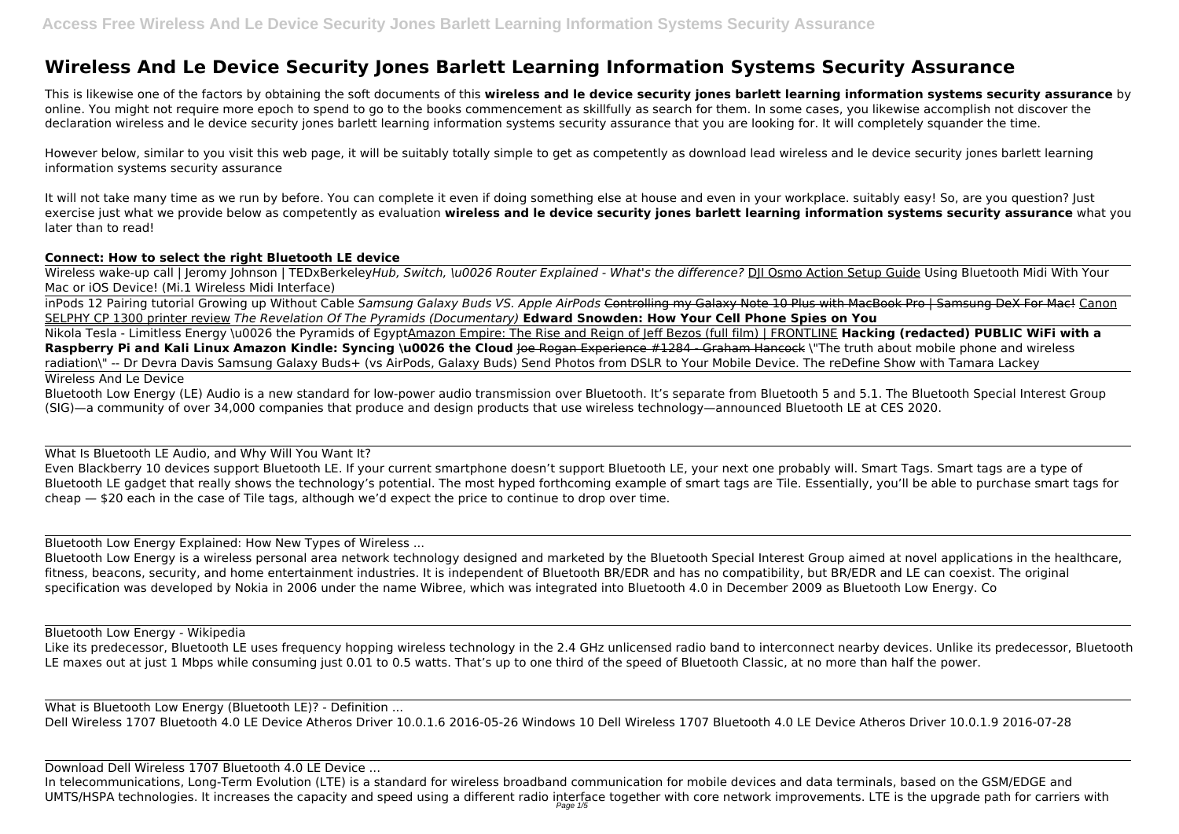# Wireless And Le Device Security Jones Barlett Learning Information Systems Security Assurance

This is likewise one of the factors by obtaining the soft documents of this **wireless and le device security jones barlett learning information systems security assurance** by online. You might not require more epoch to spend to go to the books commencement as skillfully as search for them. In some cases, you likewise accomplish not discover the declaration wireless and le device security jones barlett learning information systems security assurance that you are looking for. It will completely squander the time.

However below, similar to you visit this web page, it will be suitably totally simple to get as competently as download lead wireless and le device security jones barlett learning information systems security assurance

It will not take many time as we run by before. You can complete it even if doing something else at house and even in your workplace. suitably easy! So, are you question? Just exercise just what we provide below as competently as evaluation **wireless and le device security jones barlett learning information systems security assurance** what you later than to read!

### Connect: How to select the right Bluetooth LE device

Wireless wake-up call | Jeromy Johnson | TEDxBerkeley*Hub, Switch, \u0026 Router Explained - What's the difference?* DJI Osmo Action Setup Guide Using Bluetooth Midi With Your Mac or iOS Device! (Mi.1 Wireless Midi Interface)

inPods 12 Pairing tutorial Growing up Without Cable *Samsung Galaxy Buds VS. Apple AirPods* ~~Controlling my Galaxy Note 10 Plus with MacBook Pro | Samsung DeX For Mac!~~ Canon SELPHY CP 1300 printer review *The Revelation Of The Pyramids (Documentary)* **Edward Snowden: How Your Cell Phone Spies on You**

Nikola Tesla - Limitless Energy \u0026 the Pyramids of EgyptAmazon Empire: The Rise and Reign of Jeff Bezos (full film) | FRONTLINE **Hacking (redacted) PUBLIC WiFi with a Raspberry Pi and Kali Linux Amazon Kindle: Syncing \u0026 the Cloud** ~~Joe Rogan Experience #1284 - Graham Hancock~~ \"The truth about mobile phone and wireless radiation\" -- Dr Devra Davis Samsung Galaxy Buds+ (vs AirPods, Galaxy Buds) Send Photos from DSLR to Your Mobile Device. The reDefine Show with Tamara Lackey

Wireless And Le Device

Bluetooth Low Energy (LE) Audio is a new standard for low-power audio transmission over Bluetooth. It's separate from Bluetooth 5 and 5.1. The Bluetooth Special Interest Group (SIG)—a community of over 34,000 companies that produce and design products that use wireless technology—announced Bluetooth LE at CES 2020.

What Is Bluetooth LE Audio, and Why Will You Want It?

Even Blackberry 10 devices support Bluetooth LE. If your current smartphone doesn't support Bluetooth LE, your next one probably will. Smart Tags. Smart tags are a type of Bluetooth LE gadget that really shows the technology's potential. The most hyped forthcoming example of smart tags are Tile. Essentially, you'll be able to purchase smart tags for cheap — $20 each in the case of Tile tags, although we'd expect the price to continue to drop over time.

Bluetooth Low Energy Explained: How New Types of Wireless ...

Bluetooth Low Energy is a wireless personal area network technology designed and marketed by the Bluetooth Special Interest Group aimed at novel applications in the healthcare, fitness, beacons, security, and home entertainment industries. It is independent of Bluetooth BR/EDR and has no compatibility, but BR/EDR and LE can coexist. The original specification was developed by Nokia in 2006 under the name Wibree, which was integrated into Bluetooth 4.0 in December 2009 as Bluetooth Low Energy. Co

Bluetooth Low Energy - Wikipedia

Like its predecessor, Bluetooth LE uses frequency hopping wireless technology in the 2.4 GHz unlicensed radio band to interconnect nearby devices. Unlike its predecessor, Bluetooth LE maxes out at just 1 Mbps while consuming just 0.01 to 0.5 watts. That's up to one third of the speed of Bluetooth Classic, at no more than half the power.

What is Bluetooth Low Energy (Bluetooth LE)? - Definition ...

Dell Wireless 1707 Bluetooth 4.0 LE Device Atheros Driver 10.0.1.6 2016-05-26 Windows 10 Dell Wireless 1707 Bluetooth 4.0 LE Device Atheros Driver 10.0.1.9 2016-07-28

Download Dell Wireless 1707 Bluetooth 4.0 LE Device ...

In telecommunications, Long-Term Evolution (LTE) is a standard for wireless broadband communication for mobile devices and data terminals, based on the GSM/EDGE and UMTS/HSPA technologies. It increases the capacity and speed using a different radio interface together with core network improvements. LTE is the upgrade path for carriers with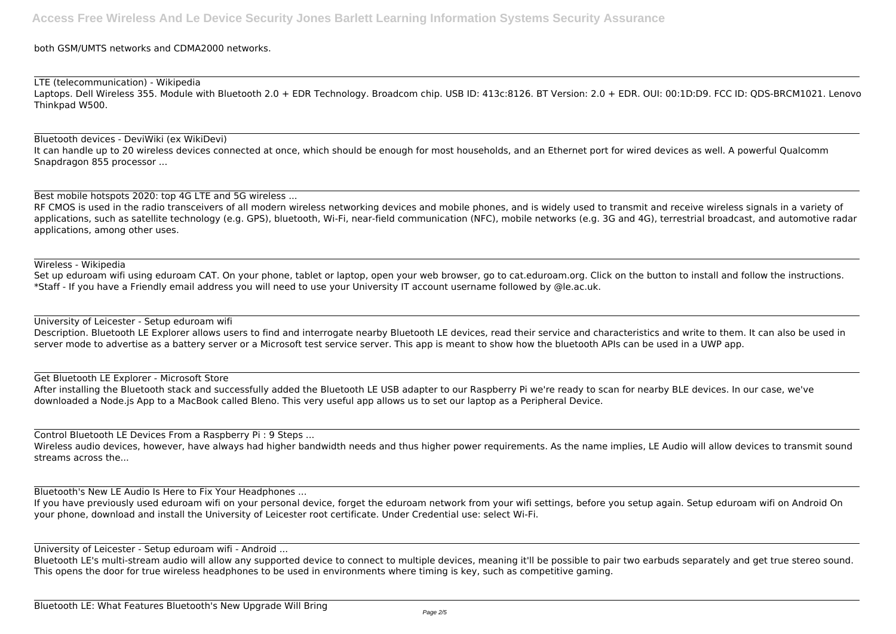both GSM/UMTS networks and CDMA2000 networks.

LTE (telecommunication) - Wikipedia

Laptops. Dell Wireless 355. Module with Bluetooth 2.0 + EDR Technology. Broadcom chip. USB ID: 413c:8126. BT Version: 2.0 + EDR. OUI: 00:1D:D9. FCC ID: QDS-BRCM1021. Lenovo Thinkpad W500.

Bluetooth devices - DeviWiki (ex WikiDevi)

It can handle up to 20 wireless devices connected at once, which should be enough for most households, and an Ethernet port for wired devices as well. A powerful Qualcomm Snapdragon 855 processor ...

Best mobile hotspots 2020: top 4G LTE and 5G wireless ...

RF CMOS is used in the radio transceivers of all modern wireless networking devices and mobile phones, and is widely used to transmit and receive wireless signals in a variety of applications, such as satellite technology (e.g. GPS), bluetooth, Wi-Fi, near-field communication (NFC), mobile networks (e.g. 3G and 4G), terrestrial broadcast, and automotive radar applications, among other uses.

Wireless - Wikipedia

Set up eduroam wifi using eduroam CAT. On your phone, tablet or laptop, open your web browser, go to cat.eduroam.org. Click on the button to install and follow the instructions. *Staff - If you have a Friendly email address you will need to use your University IT account username followed by @le.ac.uk.

University of Leicester - Setup eduroam wifi

Description. Bluetooth LE Explorer allows users to find and interrogate nearby Bluetooth LE devices, read their service and characteristics and write to them. It can also be used in server mode to advertise as a battery server or a Microsoft test service server. This app is meant to show how the bluetooth APIs can be used in a UWP app.

Get Bluetooth LE Explorer - Microsoft Store

After installing the Bluetooth stack and successfully added the Bluetooth LE USB adapter to our Raspberry Pi we're ready to scan for nearby BLE devices. In our case, we've downloaded a Node.js App to a MacBook called Bleno. This very useful app allows us to set our laptop as a Peripheral Device.

Control Bluetooth LE Devices From a Raspberry Pi : 9 Steps ...

Wireless audio devices, however, have always had higher bandwidth needs and thus higher power requirements. As the name implies, LE Audio will allow devices to transmit sound streams across the...

Bluetooth's New LE Audio Is Here to Fix Your Headphones ...

If you have previously used eduroam wifi on your personal device, forget the eduroam network from your wifi settings, before you setup again. Setup eduroam wifi on Android On your phone, download and install the University of Leicester root certificate. Under Credential use: select Wi-Fi.

University of Leicester - Setup eduroam wifi - Android ...

Bluetooth LE's multi-stream audio will allow any supported device to connect to multiple devices, meaning it'll be possible to pair two earbuds separately and get true stereo sound. This opens the door for true wireless headphones to be used in environments where timing is key, such as competitive gaming.

Bluetooth LE: What Features Bluetooth's New Upgrade Will Bring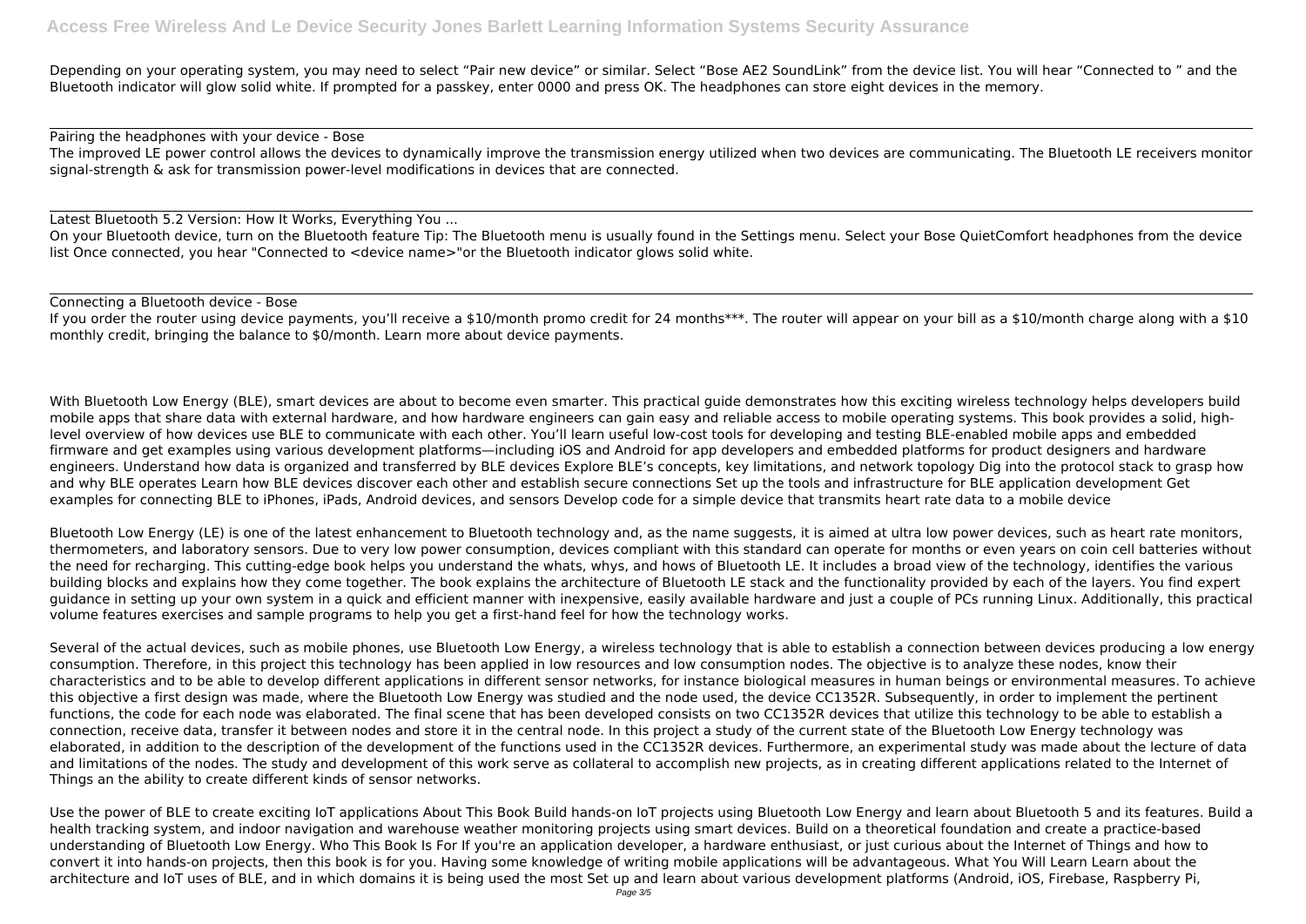Depending on your operating system, you may need to select "Pair new device" or similar. Select "Bose AE2 SoundLink" from the device list. You will hear "Connected to " and the Bluetooth indicator will glow solid white. If prompted for a passkey, enter 0000 and press OK. The headphones can store eight devices in the memory.

Pairing the headphones with your device - Bose
The improved LE power control allows the devices to dynamically improve the transmission energy utilized when two devices are communicating. The Bluetooth LE receivers monitor signal-strength & ask for transmission power-level modifications in devices that are connected.

Latest Bluetooth 5.2 Version: How It Works, Everything You ...
On your Bluetooth device, turn on the Bluetooth feature Tip: The Bluetooth menu is usually found in the Settings menu. Select your Bose QuietComfort headphones from the device list Once connected, you hear "Connected to <device name>"or the Bluetooth indicator glows solid white.

Connecting a Bluetooth device - Bose
If you order the router using device payments, you'll receive a $10/month promo credit for 24 months***. The router will appear on your bill as a $10/month charge along with a $10 monthly credit, bringing the balance to $0/month. Learn more about device payments.

With Bluetooth Low Energy (BLE), smart devices are about to become even smarter. This practical guide demonstrates how this exciting wireless technology helps developers build mobile apps that share data with external hardware, and how hardware engineers can gain easy and reliable access to mobile operating systems. This book provides a solid, high-level overview of how devices use BLE to communicate with each other. You'll learn useful low-cost tools for developing and testing BLE-enabled mobile apps and embedded firmware and get examples using various development platforms—including iOS and Android for app developers and embedded platforms for product designers and hardware engineers. Understand how data is organized and transferred by BLE devices Explore BLE's concepts, key limitations, and network topology Dig into the protocol stack to grasp how and why BLE operates Learn how BLE devices discover each other and establish secure connections Set up the tools and infrastructure for BLE application development Get examples for connecting BLE to iPhones, iPads, Android devices, and sensors Develop code for a simple device that transmits heart rate data to a mobile device

Bluetooth Low Energy (LE) is one of the latest enhancement to Bluetooth technology and, as the name suggests, it is aimed at ultra low power devices, such as heart rate monitors, thermometers, and laboratory sensors. Due to very low power consumption, devices compliant with this standard can operate for months or even years on coin cell batteries without the need for recharging. This cutting-edge book helps you understand the whats, whys, and hows of Bluetooth LE. It includes a broad view of the technology, identifies the various building blocks and explains how they come together. The book explains the architecture of Bluetooth LE stack and the functionality provided by each of the layers. You find expert guidance in setting up your own system in a quick and efficient manner with inexpensive, easily available hardware and just a couple of PCs running Linux. Additionally, this practical volume features exercises and sample programs to help you get a first-hand feel for how the technology works.

Several of the actual devices, such as mobile phones, use Bluetooth Low Energy, a wireless technology that is able to establish a connection between devices producing a low energy consumption. Therefore, in this project this technology has been applied in low resources and low consumption nodes. The objective is to analyze these nodes, know their characteristics and to be able to develop different applications in different sensor networks, for instance biological measures in human beings or environmental measures. To achieve this objective a first design was made, where the Bluetooth Low Energy was studied and the node used, the device CC1352R. Subsequently, in order to implement the pertinent functions, the code for each node was elaborated. The final scene that has been developed consists on two CC1352R devices that utilize this technology to be able to establish a connection, receive data, transfer it between nodes and store it in the central node. In this project a study of the current state of the Bluetooth Low Energy technology was elaborated, in addition to the description of the development of the functions used in the CC1352R devices. Furthermore, an experimental study was made about the lecture of data and limitations of the nodes. The study and development of this work serve as collateral to accomplish new projects, as in creating different applications related to the Internet of Things an the ability to create different kinds of sensor networks.

Use the power of BLE to create exciting IoT applications About This Book Build hands-on IoT projects using Bluetooth Low Energy and learn about Bluetooth 5 and its features. Build a health tracking system, and indoor navigation and warehouse weather monitoring projects using smart devices. Build on a theoretical foundation and create a practice-based understanding of Bluetooth Low Energy. Who This Book Is For If you're an application developer, a hardware enthusiast, or just curious about the Internet of Things and how to convert it into hands-on projects, then this book is for you. Having some knowledge of writing mobile applications will be advantageous. What You Will Learn Learn about the architecture and IoT uses of BLE, and in which domains it is being used the most Set up and learn about various development platforms (Android, iOS, Firebase, Raspberry Pi,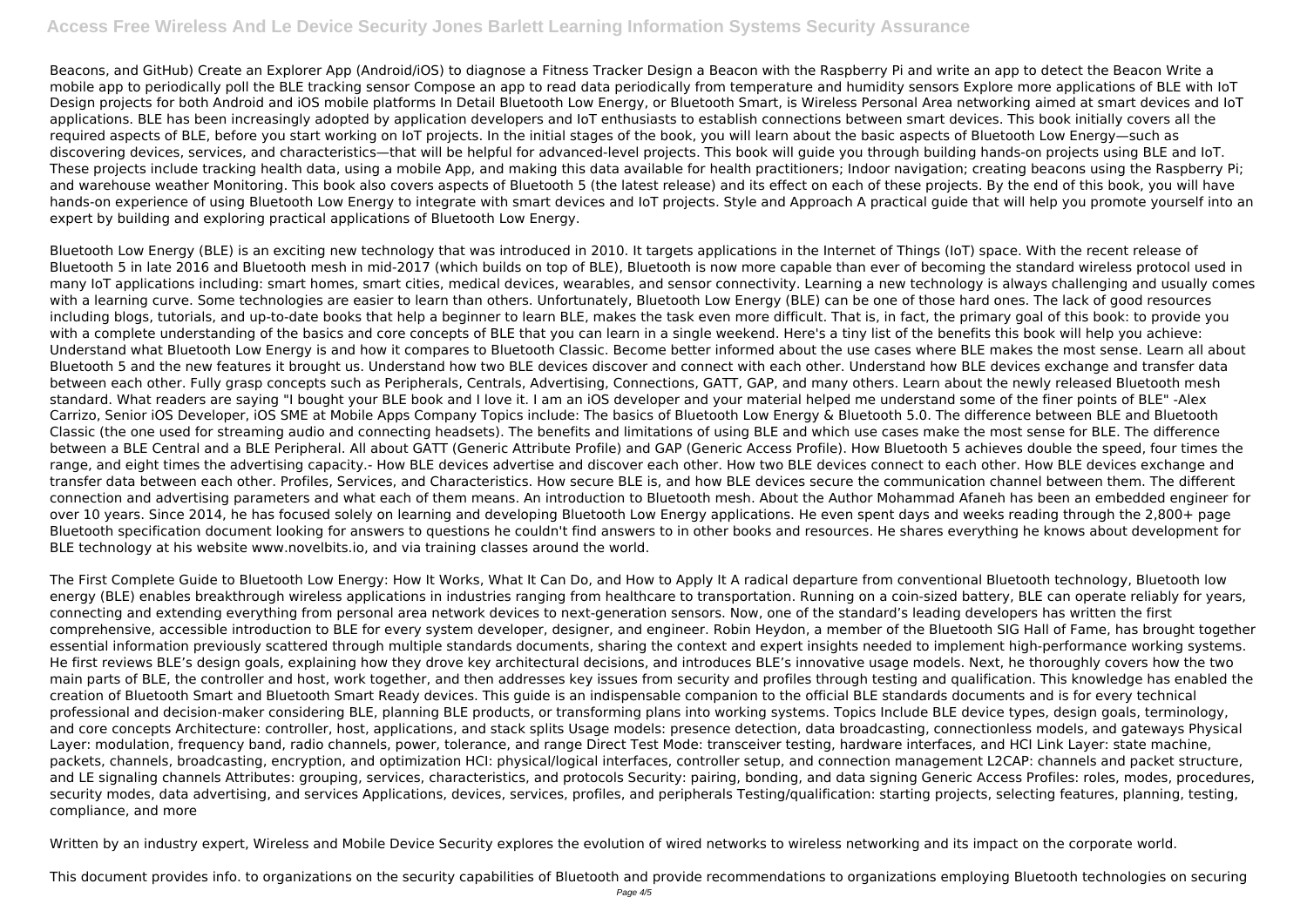Beacons, and GitHub) Create an Explorer App (Android/iOS) to diagnose a Fitness Tracker Design a Beacon with the Raspberry Pi and write an app to detect the Beacon Write a mobile app to periodically poll the BLE tracking sensor Compose an app to read data periodically from temperature and humidity sensors Explore more applications of BLE with IoT Design projects for both Android and iOS mobile platforms In Detail Bluetooth Low Energy, or Bluetooth Smart, is Wireless Personal Area networking aimed at smart devices and IoT applications. BLE has been increasingly adopted by application developers and IoT enthusiasts to establish connections between smart devices. This book initially covers all the required aspects of BLE, before you start working on IoT projects. In the initial stages of the book, you will learn about the basic aspects of Bluetooth Low Energy—such as discovering devices, services, and characteristics—that will be helpful for advanced-level projects. This book will guide you through building hands-on projects using BLE and IoT. These projects include tracking health data, using a mobile App, and making this data available for health practitioners; Indoor navigation; creating beacons using the Raspberry Pi; and warehouse weather Monitoring. This book also covers aspects of Bluetooth 5 (the latest release) and its effect on each of these projects. By the end of this book, you will have hands-on experience of using Bluetooth Low Energy to integrate with smart devices and IoT projects. Style and Approach A practical guide that will help you promote yourself into an expert by building and exploring practical applications of Bluetooth Low Energy.

Bluetooth Low Energy (BLE) is an exciting new technology that was introduced in 2010. It targets applications in the Internet of Things (IoT) space. With the recent release of Bluetooth 5 in late 2016 and Bluetooth mesh in mid-2017 (which builds on top of BLE), Bluetooth is now more capable than ever of becoming the standard wireless protocol used in many IoT applications including: smart homes, smart cities, medical devices, wearables, and sensor connectivity. Learning a new technology is always challenging and usually comes with a learning curve. Some technologies are easier to learn than others. Unfortunately, Bluetooth Low Energy (BLE) can be one of those hard ones. The lack of good resources including blogs, tutorials, and up-to-date books that help a beginner to learn BLE, makes the task even more difficult. That is, in fact, the primary goal of this book: to provide you with a complete understanding of the basics and core concepts of BLE that you can learn in a single weekend. Here's a tiny list of the benefits this book will help you achieve: Understand what Bluetooth Low Energy is and how it compares to Bluetooth Classic. Become better informed about the use cases where BLE makes the most sense. Learn all about Bluetooth 5 and the new features it brought us. Understand how two BLE devices discover and connect with each other. Understand how BLE devices exchange and transfer data between each other. Fully grasp concepts such as Peripherals, Centrals, Advertising, Connections, GATT, GAP, and many others. Learn about the newly released Bluetooth mesh standard. What readers are saying "I bought your BLE book and I love it. I am an iOS developer and your material helped me understand some of the finer points of BLE" -Alex Carrizo, Senior iOS Developer, iOS SME at Mobile Apps Company Topics include: The basics of Bluetooth Low Energy & Bluetooth 5.0. The difference between BLE and Bluetooth Classic (the one used for streaming audio and connecting headsets). The benefits and limitations of using BLE and which use cases make the most sense for BLE. The difference between a BLE Central and a BLE Peripheral. All about GATT (Generic Attribute Profile) and GAP (Generic Access Profile). How Bluetooth 5 achieves double the speed, four times the range, and eight times the advertising capacity.- How BLE devices advertise and discover each other. How two BLE devices connect to each other. How BLE devices exchange and transfer data between each other. Profiles, Services, and Characteristics. How secure BLE is, and how BLE devices secure the communication channel between them. The different connection and advertising parameters and what each of them means. An introduction to Bluetooth mesh. About the Author Mohammad Afaneh has been an embedded engineer for over 10 years. Since 2014, he has focused solely on learning and developing Bluetooth Low Energy applications. He even spent days and weeks reading through the 2,800+ page Bluetooth specification document looking for answers to questions he couldn't find answers to in other books and resources. He shares everything he knows about development for BLE technology at his website www.novelbits.io, and via training classes around the world.

The First Complete Guide to Bluetooth Low Energy: How It Works, What It Can Do, and How to Apply It A radical departure from conventional Bluetooth technology, Bluetooth low energy (BLE) enables breakthrough wireless applications in industries ranging from healthcare to transportation. Running on a coin-sized battery, BLE can operate reliably for years, connecting and extending everything from personal area network devices to next-generation sensors. Now, one of the standard's leading developers has written the first comprehensive, accessible introduction to BLE for every system developer, designer, and engineer. Robin Heydon, a member of the Bluetooth SIG Hall of Fame, has brought together essential information previously scattered through multiple standards documents, sharing the context and expert insights needed to implement high-performance working systems. He first reviews BLE's design goals, explaining how they drove key architectural decisions, and introduces BLE's innovative usage models. Next, he thoroughly covers how the two main parts of BLE, the controller and host, work together, and then addresses key issues from security and profiles through testing and qualification. This knowledge has enabled the creation of Bluetooth Smart and Bluetooth Smart Ready devices. This guide is an indispensable companion to the official BLE standards documents and is for every technical professional and decision-maker considering BLE, planning BLE products, or transforming plans into working systems. Topics Include BLE device types, design goals, terminology, and core concepts Architecture: controller, host, applications, and stack splits Usage models: presence detection, data broadcasting, connectionless models, and gateways Physical Layer: modulation, frequency band, radio channels, power, tolerance, and range Direct Test Mode: transceiver testing, hardware interfaces, and HCI Link Layer: state machine, packets, channels, broadcasting, encryption, and optimization HCI: physical/logical interfaces, controller setup, and connection management L2CAP: channels and packet structure, and LE signaling channels Attributes: grouping, services, characteristics, and protocols Security: pairing, bonding, and data signing Generic Access Profiles: roles, modes, procedures, security modes, data advertising, and services Applications, devices, services, profiles, and peripherals Testing/qualification: starting projects, selecting features, planning, testing, compliance, and more

Written by an industry expert, Wireless and Mobile Device Security explores the evolution of wired networks to wireless networking and its impact on the corporate world.

This document provides info. to organizations on the security capabilities of Bluetooth and provide recommendations to organizations employing Bluetooth technologies on securing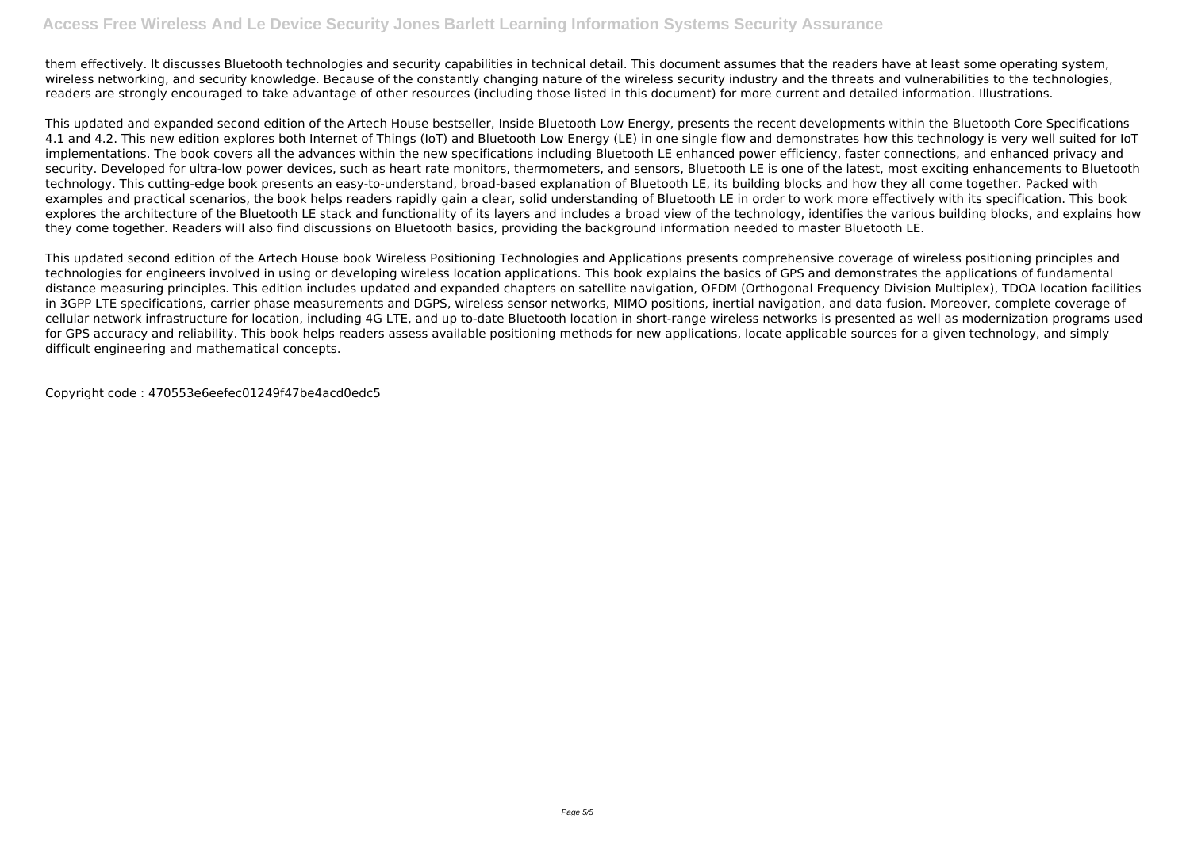them effectively. It discusses Bluetooth technologies and security capabilities in technical detail. This document assumes that the readers have at least some operating system, wireless networking, and security knowledge. Because of the constantly changing nature of the wireless security industry and the threats and vulnerabilities to the technologies, readers are strongly encouraged to take advantage of other resources (including those listed in this document) for more current and detailed information. Illustrations.

This updated and expanded second edition of the Artech House bestseller, Inside Bluetooth Low Energy, presents the recent developments within the Bluetooth Core Specifications 4.1 and 4.2. This new edition explores both Internet of Things (IoT) and Bluetooth Low Energy (LE) in one single flow and demonstrates how this technology is very well suited for IoT implementations. The book covers all the advances within the new specifications including Bluetooth LE enhanced power efficiency, faster connections, and enhanced privacy and security. Developed for ultra-low power devices, such as heart rate monitors, thermometers, and sensors, Bluetooth LE is one of the latest, most exciting enhancements to Bluetooth technology. This cutting-edge book presents an easy-to-understand, broad-based explanation of Bluetooth LE, its building blocks and how they all come together. Packed with examples and practical scenarios, the book helps readers rapidly gain a clear, solid understanding of Bluetooth LE in order to work more effectively with its specification. This book explores the architecture of the Bluetooth LE stack and functionality of its layers and includes a broad view of the technology, identifies the various building blocks, and explains how they come together. Readers will also find discussions on Bluetooth basics, providing the background information needed to master Bluetooth LE.

This updated second edition of the Artech House book Wireless Positioning Technologies and Applications presents comprehensive coverage of wireless positioning principles and technologies for engineers involved in using or developing wireless location applications. This book explains the basics of GPS and demonstrates the applications of fundamental distance measuring principles. This edition includes updated and expanded chapters on satellite navigation, OFDM (Orthogonal Frequency Division Multiplex), TDOA location facilities in 3GPP LTE specifications, carrier phase measurements and DGPS, wireless sensor networks, MIMO positions, inertial navigation, and data fusion. Moreover, complete coverage of cellular network infrastructure for location, including 4G LTE, and up to-date Bluetooth location in short-range wireless networks is presented as well as modernization programs used for GPS accuracy and reliability. This book helps readers assess available positioning methods for new applications, locate applicable sources for a given technology, and simply difficult engineering and mathematical concepts.

Copyright code : 470553e6eefec01249f47be4acd0edc5